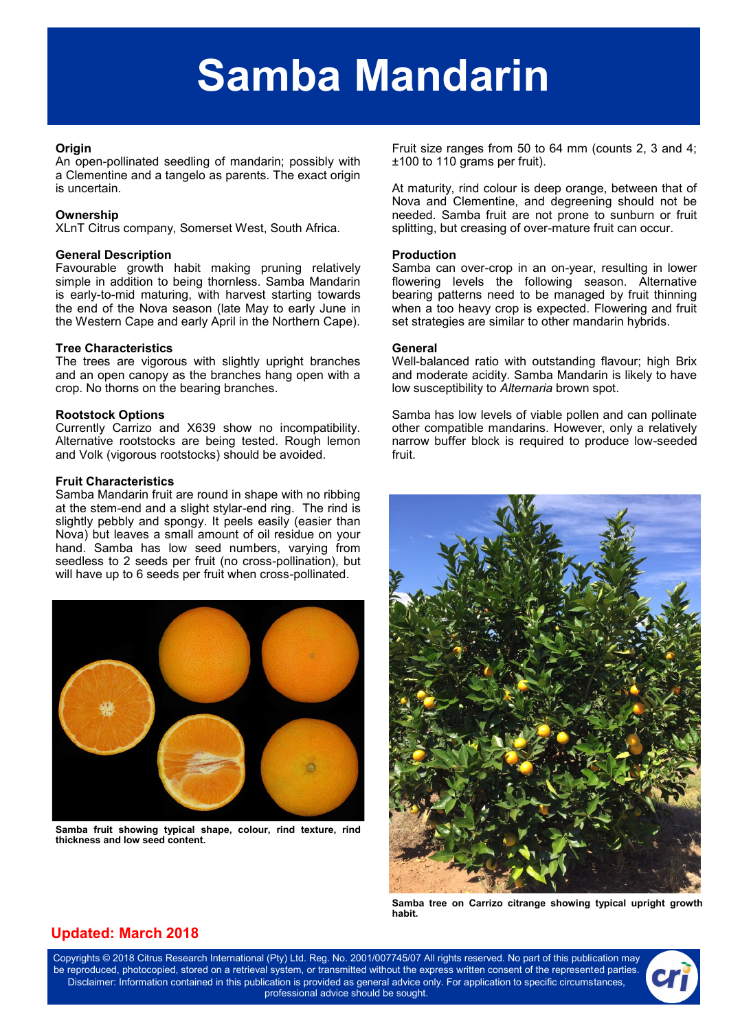# Samba Mandarin

### Origin

An open-pollinated seedling of mandarin; possibly with a Clementine and a tangelo as parents. The exact origin is uncertain.

### Ownership

XLnT Citrus company, Somerset West, South Africa.

### General Description

Favourable growth habit making pruning relatively simple in addition to being thornless. Samba Mandarin is early-to-mid maturing, with harvest starting towards the end of the Nova season (late May to early June in the Western Cape and early April in the Northern Cape).

### Tree Characteristics

The trees are vigorous with slightly upright branches and an open canopy as the branches hang open with a crop. No thorns on the bearing branches.

### Rootstock Options

Currently Carrizo and X639 show no incompatibility. Alternative rootstocks are being tested. Rough lemon and Volk (vigorous rootstocks) should be avoided.

### Fruit Characteristics

Samba Mandarin fruit are round in shape with no ribbing at the stem-end and a slight stylar-end ring. The rind is slightly pebbly and spongy. It peels easily (easier than Nova) but leaves a small amount of oil residue on your hand. Samba has low seed numbers, varying from seedless to 2 seeds per fruit (no cross-pollination), but will have up to 6 seeds per fruit when cross-pollinated.

**Samba fruit showing typical shape, colour, rind texture, rind thickness and low seed content.**

Fruit size ranges from 50 to 64 mm (counts 2, 3 and 4; ±100 to 110 grams per fruit).

At maturity, rind colour is deep orange, between that of Nova and Clementine, and degreening should not be needed. Samba fruit are not prone to sunburn or fruit splitting, but creasing of over-mature fruit can occur.

### Production

Samba can over-crop in an on-year, resulting in lower flowering levels the following season. Alternative bearing patterns need to be managed by fruit thinning when a too heavy crop is expected. Flowering and fruit set strategies are similar to other mandarin hybrids.

### General

Well-balanced ratio with outstanding flavour; high Brix and moderate acidity. Samba Mandarin is likely to have low susceptibility to *Alternaria* brown spot.

Samba has low levels of viable pollen and can pollinate other compatible mandarins. However, only a relatively narrow buffer block is required to produce low-seeded fruit.

**Samba tree on Carrizo citrange showing typical upright growth habit.**

**Updated: March 2018**

Copyrights © 2018 Citrus Research International (Pty) Ltd. Reg. No. 2001/007745/07 All rights reserved. No part of this publication may be reproduced, photocopied, stored on a retrieval system, or transmitted without the express written consent of the represented parties. Disclaimer: Information contained in this publication is provided as general advice only. For application to specific circumstances, professional advice should be sought.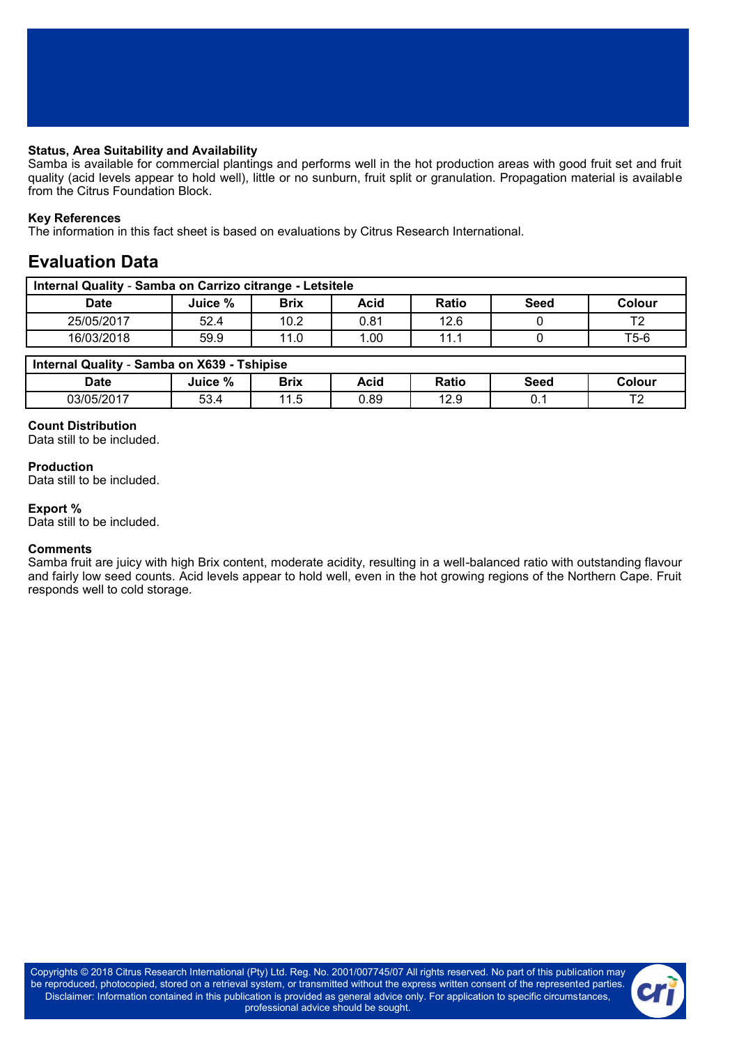**Status, Area Suitability and Availability**

Samba is available for commercial plantings and performs well in the hot production areas with good fruit set and fruit quality (acid levels appear to hold well), little or no sunburn, fruit split or granulation. Propagation material is available from the Citrus Foundation Block.

**Key References**

The information in this fact sheet is based on evaluations by Citrus Research International.

## Evaluation Data

| Internal Quality - Samba on Carrizo citrange - Letsitele | | | | | | |
|---|---|---|---|---|---|---|
| **Date** | **Juice %** | **Brix** | **Acid** | **Ratio** | **Seed** | **Colour** |
| 25/05/2017 | 52.4 | 10.2 | 0.81 | 12.6 | 0 | T2 |
| 16/03/2018 | 59.9 | 11.0 | 1.00 | 11.1 | 0 | T5-6 |

| Internal Quality - Samba on X639 - Tshipise | | | | | | |
|---|---|---|---|---|---|---|
| **Date** | **Juice %** | **Brix** | **Acid** | **Ratio** | **Seed** | **Colour** |
| 03/05/2017 | 53.4 | 11.5 | 0.89 | 12.9 | 0.1 | T2 |

**Count Distribution**

Data still to be included.

**Production**

Data still to be included.

**Export %**

Data still to be included.

**Comments**

Samba fruit are juicy with high Brix content, moderate acidity, resulting in a well-balanced ratio with outstanding flavour and fairly low seed counts. Acid levels appear to hold well, even in the hot growing regions of the Northern Cape. Fruit responds well to cold storage.

Copyrights © 2018 Citrus Research International (Pty) Ltd. Reg. No. 2001/007745/07 All rights reserved. No part of this publication may be reproduced, photocopied, stored on a retrieval system, or transmitted without the express written consent of the represented parties. Disclaimer: Information contained in this publication is provided as general advice only. For application to specific circumstances, professional advice should be sought.